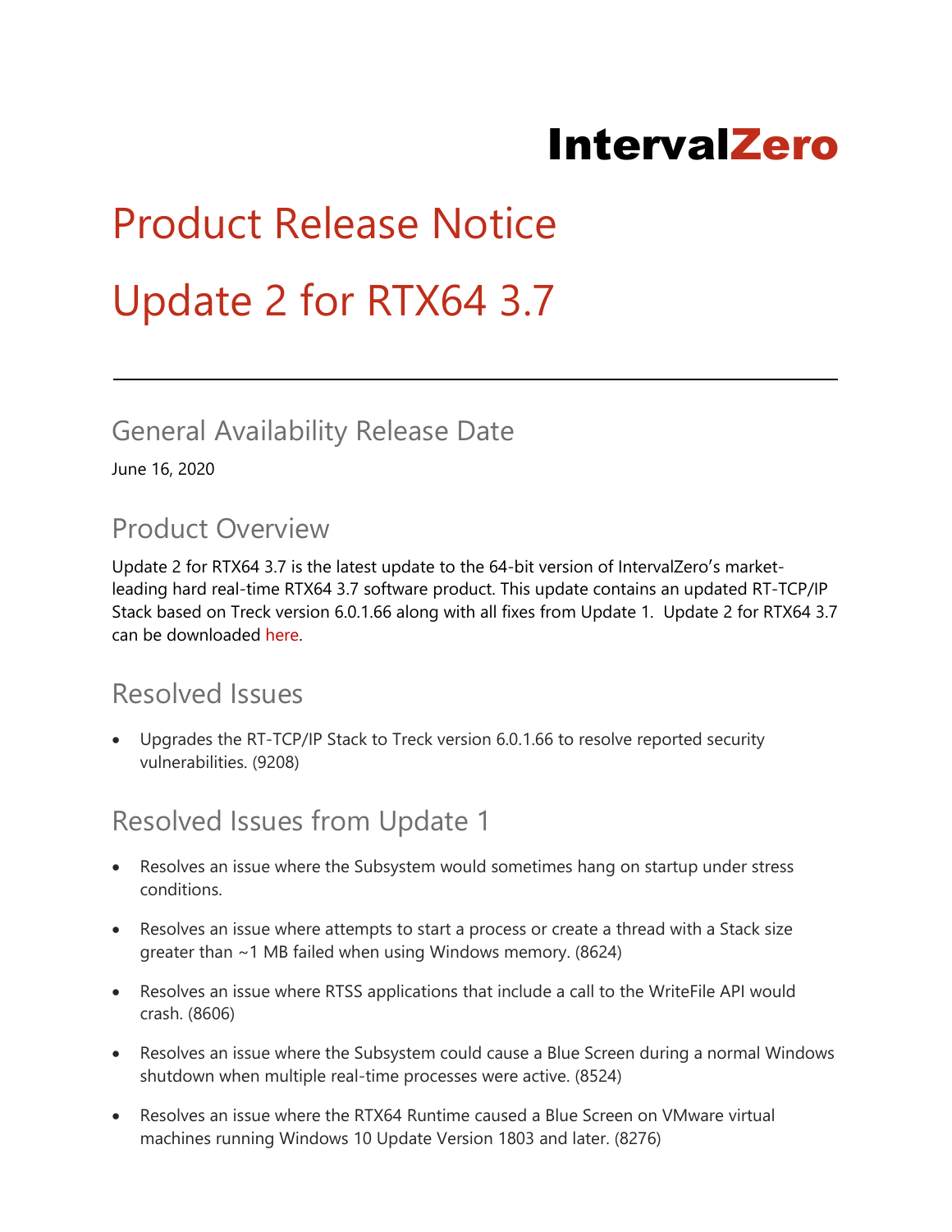IntervalZero

# Product Release Notice

# Update 2 for RTX64 3.7

## General Availability Release Date

June 16, 2020

## Product Overview

Update 2 for RTX64 3.7 is the latest update to the 64-bit version of IntervalZero's market-leading hard real-time RTX64 3.7 software product. This update contains an updated RT-TCP/IP Stack based on Treck version 6.0.1.66 along with all fixes from Update 1. Update 2 for RTX64 3.7 can be downloaded here.

## Resolved Issues

- Upgrades the RT-TCP/IP Stack to Treck version 6.0.1.66 to resolve reported security vulnerabilities. (9208)

## Resolved Issues from Update 1

- Resolves an issue where the Subsystem would sometimes hang on startup under stress conditions.
- Resolves an issue where attempts to start a process or create a thread with a Stack size greater than ~1 MB failed when using Windows memory. (8624)
- Resolves an issue where RTSS applications that include a call to the WriteFile API would crash. (8606)
- Resolves an issue where the Subsystem could cause a Blue Screen during a normal Windows shutdown when multiple real-time processes were active. (8524)
- Resolves an issue where the RTX64 Runtime caused a Blue Screen on VMware virtual machines running Windows 10 Update Version 1803 and later. (8276)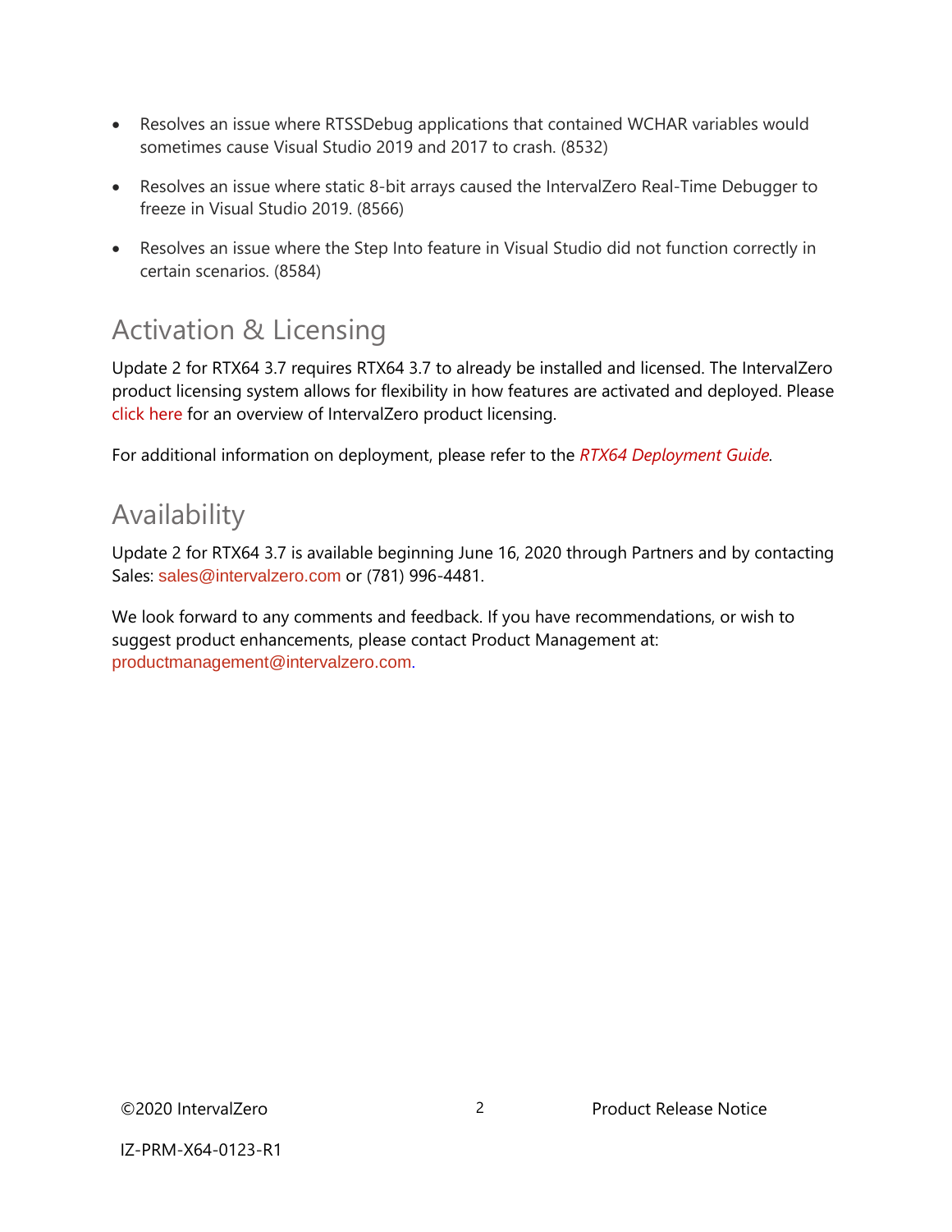- Resolves an issue where RTSSDebug applications that contained WCHAR variables would sometimes cause Visual Studio 2019 and 2017 to crash. (8532)
- Resolves an issue where static 8-bit arrays caused the IntervalZero Real-Time Debugger to freeze in Visual Studio 2019. (8566)
- Resolves an issue where the Step Into feature in Visual Studio did not function correctly in certain scenarios. (8584)

## Activation & Licensing

Update 2 for RTX64 3.7 requires RTX64 3.7 to already be installed and licensed. The IntervalZero product licensing system allows for flexibility in how features are activated and deployed. Please click here for an overview of IntervalZero product licensing.

For additional information on deployment, please refer to the *RTX64 Deployment Guide*.

## Availability

Update 2 for RTX64 3.7 is available beginning June 16, 2020 through Partners and by contacting Sales: sales@intervalzero.com or (781) 996-4481.

We look forward to any comments and feedback. If you have recommendations, or wish to suggest product enhancements, please contact Product Management at: productmanagement@intervalzero.com.